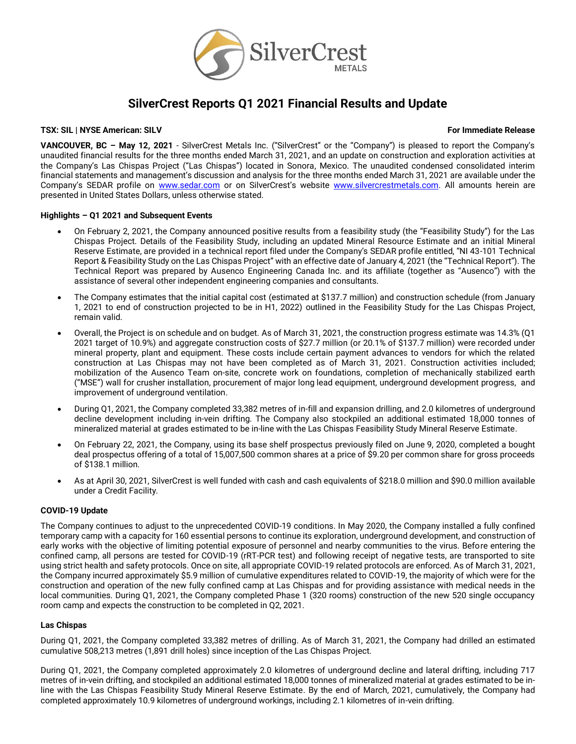# SilverCrest Reports Q1 2021 Financial Results and Update

**TSX: SIL | NYSE American: SILV** **For Immediate Release**

**VANCOUVER, BC – May 12, 2021** - SilverCrest Metals Inc. ("SilverCrest" or the "Company") is pleased to report the Company's unaudited financial results for the three months ended March 31, 2021, and an update on construction and exploration activities at the Company's Las Chispas Project ("Las Chispas") located in Sonora, Mexico. The unaudited condensed consolidated interim financial statements and management's discussion and analysis for the three months ended March 31, 2021 are available under the Company's SEDAR profile on www.sedar.com or on SilverCrest's website www.silvercrestmetals.com. All amounts herein are presented in United States Dollars, unless otherwise stated.

**Highlights – Q1 2021 and Subsequent Events**

- On February 2, 2021, the Company announced positive results from a feasibility study (the "Feasibility Study") for the Las Chispas Project. Details of the Feasibility Study, including an updated Mineral Resource Estimate and an initial Mineral Reserve Estimate, are provided in a technical report filed under the Company's SEDAR profile entitled, "NI 43-101 Technical Report & Feasibility Study on the Las Chispas Project" with an effective date of January 4, 2021 (the "Technical Report"). The Technical Report was prepared by Ausenco Engineering Canada Inc. and its affiliate (together as "Ausenco") with the assistance of several other independent engineering companies and consultants.
- The Company estimates that the initial capital cost (estimated at $137.7 million) and construction schedule (from January 1, 2021 to end of construction projected to be in H1, 2022) outlined in the Feasibility Study for the Las Chispas Project, remain valid.
- Overall, the Project is on schedule and on budget. As of March 31, 2021, the construction progress estimate was 14.3% (Q1 2021 target of 10.9%) and aggregate construction costs of $27.7 million (or 20.1% of $137.7 million) were recorded under mineral property, plant and equipment. These costs include certain payment advances to vendors for which the related construction at Las Chispas may not have been completed as of March 31, 2021. Construction activities included; mobilization of the Ausenco Team on-site, concrete work on foundations, completion of mechanically stabilized earth ("MSE") wall for crusher installation, procurement of major long lead equipment, underground development progress, and improvement of underground ventilation.
- During Q1, 2021, the Company completed 33,382 metres of in-fill and expansion drilling, and 2.0 kilometres of underground decline development including in-vein drifting. The Company also stockpiled an additional estimated 18,000 tonnes of mineralized material at grades estimated to be in-line with the Las Chispas Feasibility Study Mineral Reserve Estimate.
- On February 22, 2021, the Company, using its base shelf prospectus previously filed on June 9, 2020, completed a bought deal prospectus offering of a total of 15,007,500 common shares at a price of $9.20 per common share for gross proceeds of $138.1 million.
- As at April 30, 2021, SilverCrest is well funded with cash and cash equivalents of $218.0 million and $90.0 million available under a Credit Facility.

**COVID-19 Update**

The Company continues to adjust to the unprecedented COVID-19 conditions. In May 2020, the Company installed a fully confined temporary camp with a capacity for 160 essential persons to continue its exploration, underground development, and construction of early works with the objective of limiting potential exposure of personnel and nearby communities to the virus. Before entering the confined camp, all persons are tested for COVID-19 (rRT-PCR test) and following receipt of negative tests, are transported to site using strict health and safety protocols. Once on site, all appropriate COVID-19 related protocols are enforced. As of March 31, 2021, the Company incurred approximately $5.9 million of cumulative expenditures related to COVID-19, the majority of which were for the construction and operation of the new fully confined camp at Las Chispas and for providing assistance with medical needs in the local communities. During Q1, 2021, the Company completed Phase 1 (320 rooms) construction of the new 520 single occupancy room camp and expects the construction to be completed in Q2, 2021.

**Las Chispas**

During Q1, 2021, the Company completed 33,382 metres of drilling. As of March 31, 2021, the Company had drilled an estimated cumulative 508,213 metres (1,891 drill holes) since inception of the Las Chispas Project.

During Q1, 2021, the Company completed approximately 2.0 kilometres of underground decline and lateral drifting, including 717 metres of in-vein drifting, and stockpiled an additional estimated 18,000 tonnes of mineralized material at grades estimated to be in-line with the Las Chispas Feasibility Study Mineral Reserve Estimate. By the end of March, 2021, cumulatively, the Company had completed approximately 10.9 kilometres of underground workings, including 2.1 kilometres of in-vein drifting.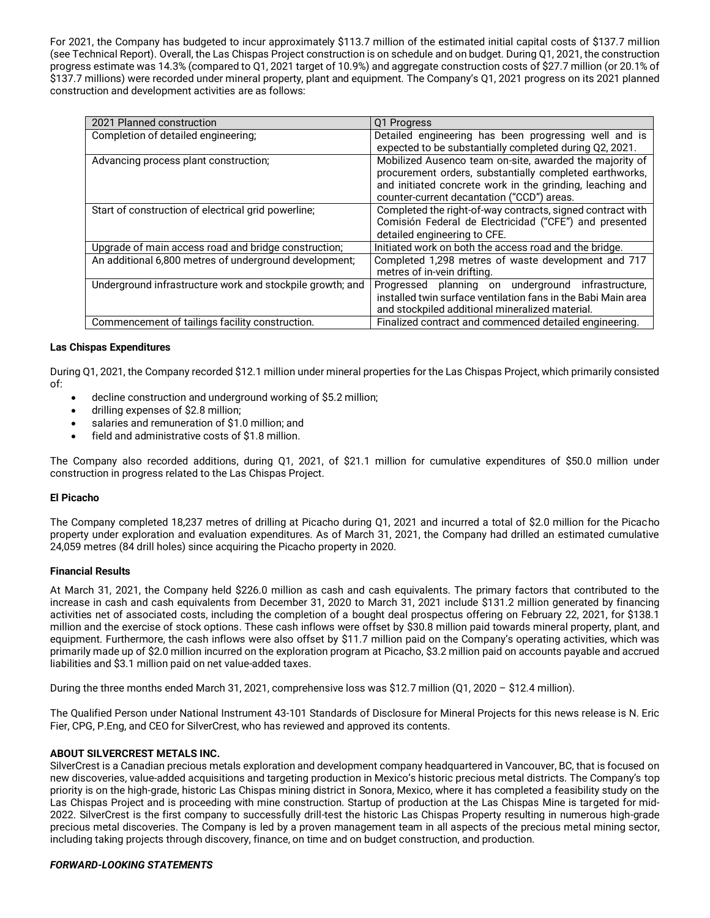For 2021, the Company has budgeted to incur approximately $113.7 million of the estimated initial capital costs of $137.7 million (see Technical Report). Overall, the Las Chispas Project construction is on schedule and on budget. During Q1, 2021, the construction progress estimate was 14.3% (compared to Q1, 2021 target of 10.9%) and aggregate construction costs of $27.7 million (or 20.1% of $137.7 millions) were recorded under mineral property, plant and equipment. The Company's Q1, 2021 progress on its 2021 planned construction and development activities are as follows:

| 2021 Planned construction | Q1 Progress |
|---|---|
| Completion of detailed engineering; | Detailed engineering has been progressing well and is expected to be substantially completed during Q2, 2021. |
| Advancing process plant construction; | Mobilized Ausenco team on-site, awarded the majority of procurement orders, substantially completed earthworks, and initiated concrete work in the grinding, leaching and counter-current decantation ("CCD") areas. |
| Start of construction of electrical grid powerline; | Completed the right-of-way contracts, signed contract with Comisión Federal de Electricidad ("CFE") and presented detailed engineering to CFE. |
| Upgrade of main access road and bridge construction; | Initiated work on both the access road and the bridge. |
| An additional 6,800 metres of underground development; | Completed 1,298 metres of waste development and 717 metres of in-vein drifting. |
| Underground infrastructure work and stockpile growth; and | Progressed planning on underground infrastructure, installed twin surface ventilation fans in the Babi Main area and stockpiled additional mineralized material. |
| Commencement of tailings facility construction. | Finalized contract and commenced detailed engineering. |

**Las Chispas Expenditures**

During Q1, 2021, the Company recorded $12.1 million under mineral properties for the Las Chispas Project, which primarily consisted of:

- decline construction and underground working of $5.2 million;
- drilling expenses of $2.8 million;
- salaries and remuneration of $1.0 million; and
- field and administrative costs of $1.8 million.

The Company also recorded additions, during Q1, 2021, of $21.1 million for cumulative expenditures of $50.0 million under construction in progress related to the Las Chispas Project.

**El Picacho**

The Company completed 18,237 metres of drilling at Picacho during Q1, 2021 and incurred a total of $2.0 million for the Picacho property under exploration and evaluation expenditures. As of March 31, 2021, the Company had drilled an estimated cumulative 24,059 metres (84 drill holes) since acquiring the Picacho property in 2020.

**Financial Results**

At March 31, 2021, the Company held $226.0 million as cash and cash equivalents. The primary factors that contributed to the increase in cash and cash equivalents from December 31, 2020 to March 31, 2021 include $131.2 million generated by financing activities net of associated costs, including the completion of a bought deal prospectus offering on February 22, 2021, for $138.1 million and the exercise of stock options. These cash inflows were offset by $30.8 million paid towards mineral property, plant, and equipment. Furthermore, the cash inflows were also offset by $11.7 million paid on the Company's operating activities, which was primarily made up of $2.0 million incurred on the exploration program at Picacho, $3.2 million paid on accounts payable and accrued liabilities and $3.1 million paid on net value-added taxes.

During the three months ended March 31, 2021, comprehensive loss was $12.7 million (Q1, 2020 – $12.4 million).

The Qualified Person under National Instrument 43-101 Standards of Disclosure for Mineral Projects for this news release is N. Eric Fier, CPG, P.Eng, and CEO for SilverCrest, who has reviewed and approved its contents.

**ABOUT SILVERCREST METALS INC.**

SilverCrest is a Canadian precious metals exploration and development company headquartered in Vancouver, BC, that is focused on new discoveries, value-added acquisitions and targeting production in Mexico's historic precious metal districts. The Company's top priority is on the high-grade, historic Las Chispas mining district in Sonora, Mexico, where it has completed a feasibility study on the Las Chispas Project and is proceeding with mine construction. Startup of production at the Las Chispas Mine is targeted for mid-2022. SilverCrest is the first company to successfully drill-test the historic Las Chispas Property resulting in numerous high-grade precious metal discoveries. The Company is led by a proven management team in all aspects of the precious metal mining sector, including taking projects through discovery, finance, on time and on budget construction, and production.

***FORWARD-LOOKING STATEMENTS***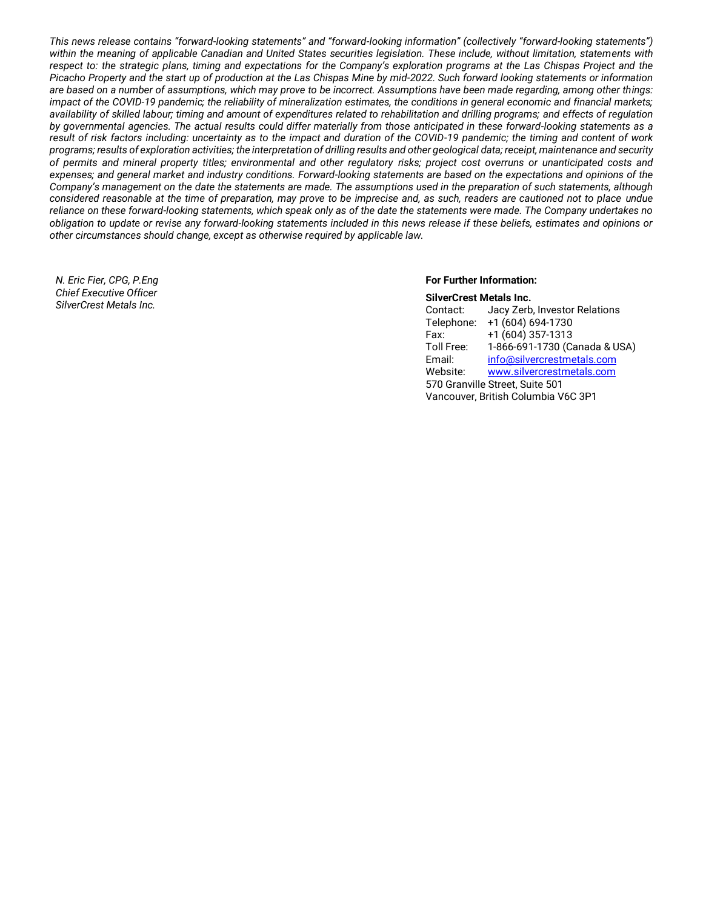*This news release contains "forward-looking statements" and "forward-looking information" (collectively "forward-looking statements") within the meaning of applicable Canadian and United States securities legislation. These include, without limitation, statements with respect to: the strategic plans, timing and expectations for the Company's exploration programs at the Las Chispas Project and the Picacho Property and the start up of production at the Las Chispas Mine by mid-2022. Such forward looking statements or information are based on a number of assumptions, which may prove to be incorrect. Assumptions have been made regarding, among other things: impact of the COVID-19 pandemic; the reliability of mineralization estimates, the conditions in general economic and financial markets; availability of skilled labour; timing and amount of expenditures related to rehabilitation and drilling programs; and effects of regulation by governmental agencies. The actual results could differ materially from those anticipated in these forward-looking statements as a result of risk factors including: uncertainty as to the impact and duration of the COVID-19 pandemic; the timing and content of work programs; results of exploration activities; the interpretation of drilling results and other geological data; receipt, maintenance and security of permits and mineral property titles; environmental and other regulatory risks; project cost overruns or unanticipated costs and expenses; and general market and industry conditions. Forward-looking statements are based on the expectations and opinions of the Company's management on the date the statements are made. The assumptions used in the preparation of such statements, although considered reasonable at the time of preparation, may prove to be imprecise and, as such, readers are cautioned not to place undue reliance on these forward-looking statements, which speak only as of the date the statements were made. The Company undertakes no obligation to update or revise any forward-looking statements included in this news release if these beliefs, estimates and opinions or other circumstances should change, except as otherwise required by applicable law.*

*N. Eric Fier, CPG, P.Eng*
*Chief Executive Officer*
*SilverCrest Metals Inc.*

**For Further Information:**

**SilverCrest Metals Inc.**

Contact: Jacy Zerb, Investor Relations
Telephone: +1 (604) 694-1730
Fax: +1 (604) 357-1313
Toll Free: 1-866-691-1730 (Canada & USA)
Email: info@silvercrestmetals.com
Website: www.silvercrestmetals.com
570 Granville Street, Suite 501
Vancouver, British Columbia V6C 3P1